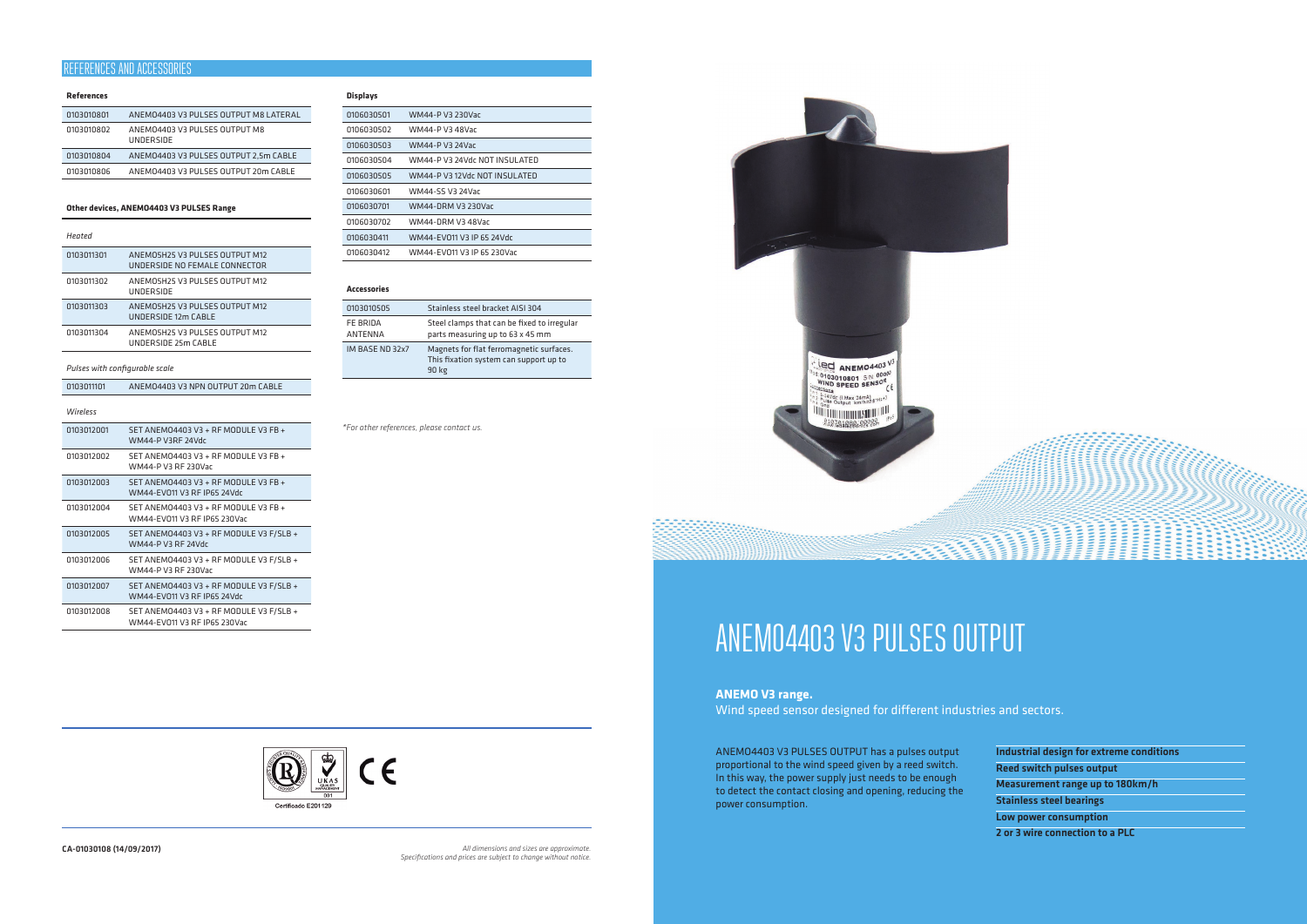# ANEMO4403 V3 PULSES OUTPUT

**ANEMO V3 range.**

Wind speed sensor designed for different industries and sectors.

ANEMO4403 V3 PULSES OUTPUT has a pulses output proportional to the wind speed given by a reed switch. In this way, the power supply just needs to be enough to detect the contact closing and opening, reducing the power consumption.

- **Industrial design for extreme conditions**
- **Reed switch pulses output**
- **Measurement range up to 180km/h**
- **Stainless steel bearings**
- **Low power consumption**
- **2 or 3 wire connection to a PLC**

## REFERENCES AND ACCESSORIES

**References**

| | |
|---|---|
| 0103010801 | ANEMO4403 V3 PULSES OUTPUT M8 LATERAL |
| 0103010802 | ANEMO4403 V3 PULSES OUTPUT M8 UNDERSIDE |
| 0103010804 | ANEMO4403 V3 PULSES OUTPUT 2,5m CABLE |
| 0103010806 | ANEMO4403 V3 PULSES OUTPUT 20m CABLE |

**Other devices, ANEMO4403 V3 PULSES Range**

*Heated*

| | |
|---|---|
| 0103011301 | ANEMO5H25 V3 PULSES OUTPUT M12 UNDERSIDE NO FEMALE CONNECTOR |
| 0103011302 | ANEMO5H25 V3 PULSES OUTPUT M12 UNDERSIDE |
| 0103011303 | ANEMO5H25 V3 PULSES OUTPUT M12 UNDERSIDE 12m CABLE |
| 0103011304 | ANEMO5H25 V3 PULSES OUTPUT M12 UNDERSIDE 25m CABLE |

*Pulses with configurable scale*

| | |
|---|---|
| 0103011101 | ANEMO4403 V3 NPN OUTPUT 20m CABLE |

*Wireless*

| | |
|---|---|
| 0103012001 | SET ANEMO4403 V3 + RF MODULE V3 FB + WM44-P V3RF 24Vdc |
| 0103012002 | SET ANEMO4403 V3 + RF MODULE V3 FB + WM44-P V3 RF 230Vac |
| 0103012003 | SET ANEMO4403 V3 + RF MODULE V3 FB + WM44-EVO11 V3 RF IP65 24Vdc |
| 0103012004 | SET ANEMO4403 V3 + RF MODULE V3 FB + WM44-EVO11 V3 RF IP65 230Vac |
| 0103012005 | SET ANEMO4403 V3 + RF MODULE V3 F/SLB + WM44-P V3 RF 24Vdc |
| 0103012006 | SET ANEMO4403 V3 + RF MODULE V3 F/SLB + WM44-P V3 RF 230Vac |
| 0103012007 | SET ANEMO4403 V3 + RF MODULE V3 F/SLB + WM44-EVO11 V3 RF IP65 24Vdc |
| 0103012008 | SET ANEMO4403 V3 + RF MODULE V3 F/SLB + WM44-EVO11 V3 RF IP65 230Vac |

**Displays**

| | |
|---|---|
| 0106030501 | WM44-P V3 230Vac |
| 0106030502 | WM44-P V3 48Vac |
| 0106030503 | WM44-P V3 24Vac |
| 0106030504 | WM44-P V3 24Vdc NOT INSULATED |
| 0106030505 | WM44-P V3 12Vdc NOT INSULATED |
| 0106030601 | WM44-SS V3 24Vac |
| 0106030701 | WM44-DRM V3 230Vac |
| 0106030702 | WM44-DRM V3 48Vac |
| 0106030411 | WM44-EVO11 V3 IP 65 24Vdc |
| 0106030412 | WM44-EVO11 V3 IP 65 230Vac |

**Accessories**

| | |
|---|---|
| 0103010505 | Stainless steel bracket AISI 304 |
| FE BRIDA ANTENNA | Steel clamps that can be fixed to irregular parts measuring up to 63 x 45 mm |
| IM BASE ND 32x7 | Magnets for flat ferromagnetic surfaces. This fixation system can support up to 90 kg |

*\*For other references, please contact us.*

Certificado E201129

CA-01030108 (14/09/2017)

*All dimensions and sizes are approximate. Specifications and prices are subject to change without notice.*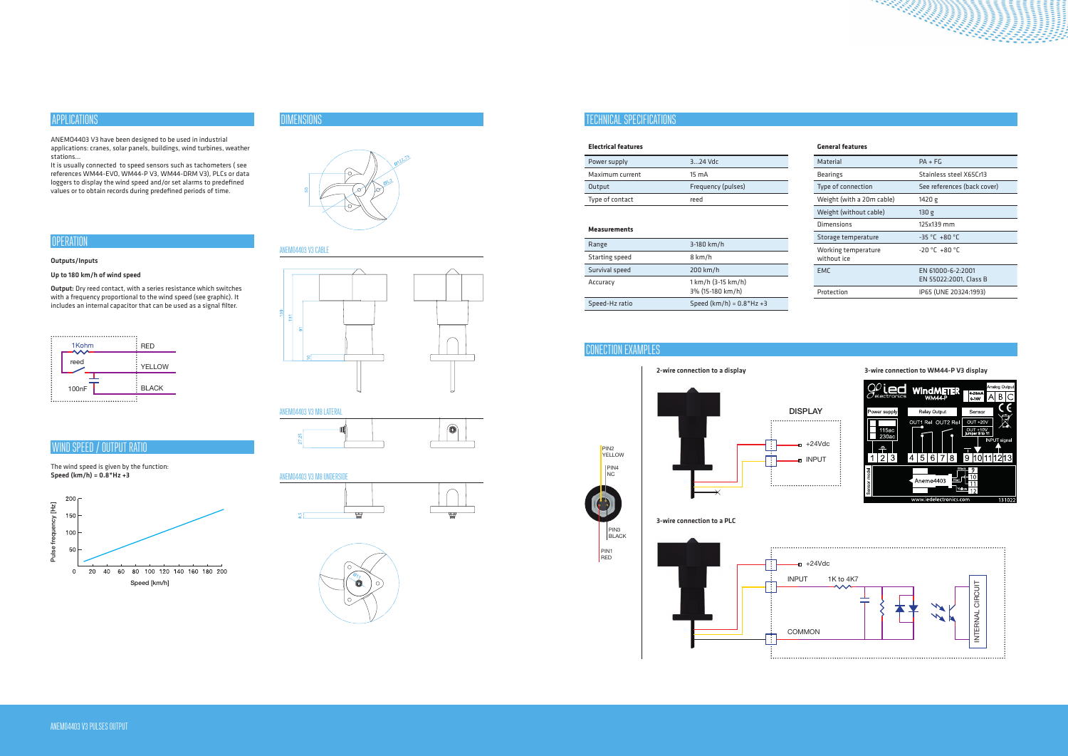## APPLICATIONS

ANEMO4403 V3 have been designed to be used in industrial applications: cranes, solar panels, buildings, wind turbines, weather stations...

It is usually connected to speed sensors such as tachometers ( see references WM44-EVO, WM44-P V3, WM44-DRM V3), PLCs or data loggers to display the wind speed and/or set alarms to predefined values or to obtain records during predefined periods of time.

## OPERATION

**Outputs/Inputs**

**Up to 180 km/h of wind speed**

**Output:** Dry reed contact, with a series resistance which switches with a frequency proportional to the wind speed (see graphic). It includes an internal capacitor that can be used as a signal filter.

1Kohm
reed
100nF
RED
YELLOW
BLACK

## WIND SPEED / OUTPUT RATIO

The wind speed is given by the function:
**Speed (km/h) = 0.8*Hz +3**

Pulse frequency [Hz]
200
150
100
50
0
20 40 60 80 100 120 140 160 180 200
Speed [km/h]

## DIMENSIONS

Ø132,75
Ø6,2
50

ANEMO4403 V3 CABLE

138
131
91
10

ANEMO4403 V3 M8 LATERAL

27,25

ANEMO4403 V3 M8 UNDERSIDE

6,5

Ø11

## TECHNICAL SPECIFICATIONS

**Electrical features**

| | |
|---|---|
| Power supply | 3...24 Vdc |
| Maximum current | 15 mA |
| Output | Frequency (pulses) |
| Type of contact | reed |

**Measurements**

| | |
|---|---|
| Range | 3-180 km/h |
| Starting speed | 8 km/h |
| Survival speed | 200 km/h |
| Accuracy | 1 km/h (3-15 km/h)<br>3% (15-180 km/h) |
| Speed-Hz ratio | Speed (km/h) = 0.8*Hz +3 |

**General features**

| | |
|---|---|
| Material | PA + FG |
| Bearings | Stainless steel X65Cr13 |
| Type of connection | See references (back cover) |
| Weight (with a 20m cable) | 1420 g |
| Weight (without cable) | 130 g |
| Dimensions | 125x139 mm |
| Storage temperature | -35 °C +80 °C |
| Working temperature without ice | -20 °C +80 °C |
| EMC | EN 61000-6-2:2001<br>EN 55022:2001, Class B |
| Protection | IP65 (UNE 20324:1993) |

## CONECTION EXAMPLES

**2-wire connection to a display**

DISPLAY
+24Vdc
INPUT

PIN2 YELLOW
PIN4 NC
PIN3 BLACK
PIN1 RED

**3-wire connection to WM44-P V3 display**

ied electronics
WindMETER WM44-P
Analog Output
4-20mA 0-10V
A B C
Power supply
Relay Output
Sensor
OUT1 Rel OUT2 Rel
OUT +20V
OUT +10V Jumper 9 to 11
115ac
230ac
INPUT signal
1 2 3 4 5 6 7 8 9 10 11 12 13
Sensor model
Anemo4403
Black 9
Red 10
11
Yellow 12
www.iedelectronics.com
131022

**3-wire connection to a PLC**

+24Vdc
INPUT
1K to 4K7
COMMON
INTERNAL CIRCUIT